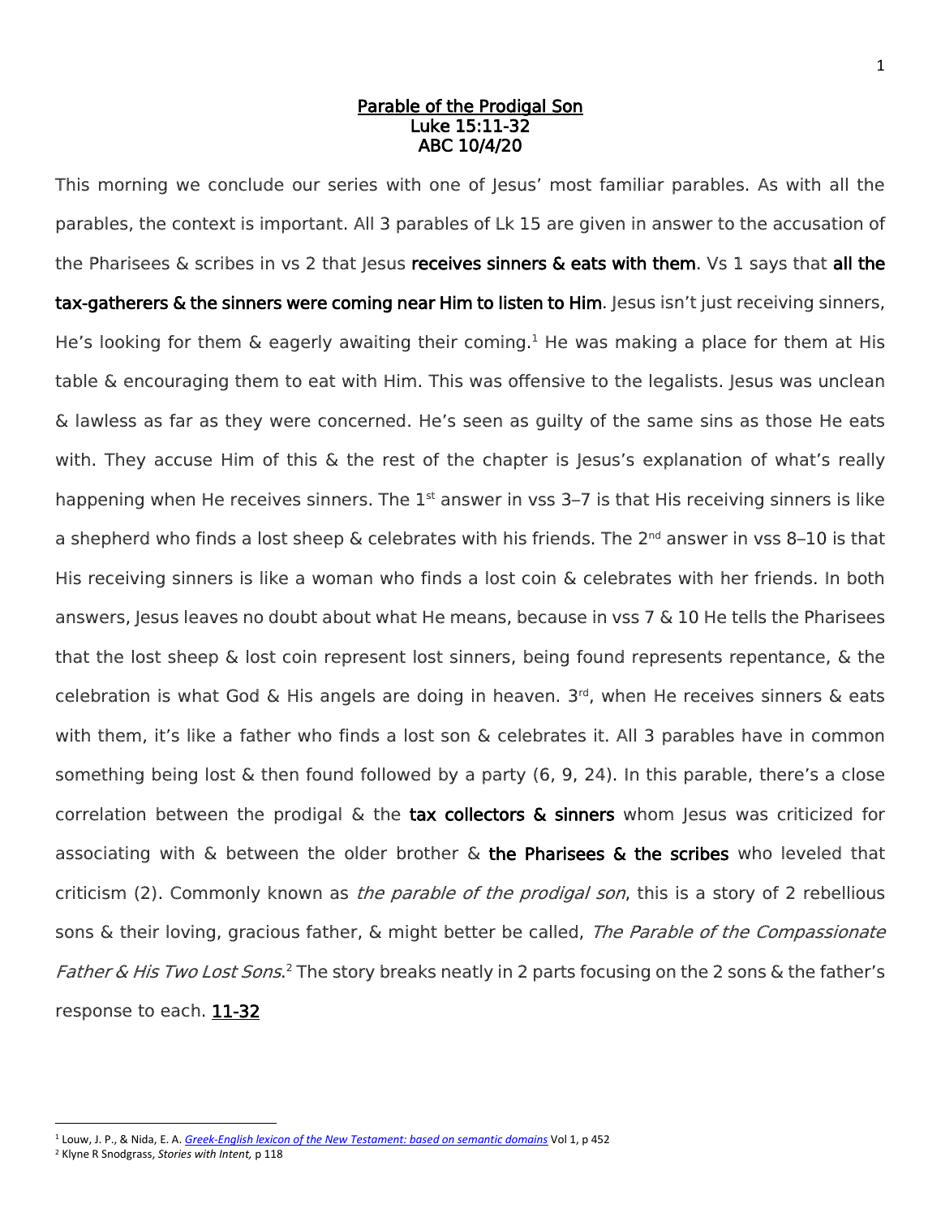# Parable of the Prodigal Son
## Luke 15:11-32
## ABC 10/4/20

This morning we conclude our series with one of Jesus' most familiar parables. As with all the parables, the context is important. All 3 parables of Lk 15 are given in answer to the accusation of the Pharisees & scribes in vs 2 that Jesus **receives sinners & eats with them**. Vs 1 says that **all the tax-gatherers & the sinners were coming near Him to listen to Him**. Jesus isn't just receiving sinners, He's looking for them & eagerly awaiting their coming.[1] He was making a place for them at His table & encouraging them to eat with Him. This was offensive to the legalists. Jesus was unclean & lawless as far as they were concerned. He's seen as guilty of the same sins as those He eats with. They accuse Him of this & the rest of the chapter is Jesus's explanation of what's really happening when He receives sinners. The 1st answer in vss 3–7 is that His receiving sinners is like a shepherd who finds a lost sheep & celebrates with his friends. The 2nd answer in vss 8–10 is that His receiving sinners is like a woman who finds a lost coin & celebrates with her friends. In both answers, Jesus leaves no doubt about what He means, because in vss 7 & 10 He tells the Pharisees that the lost sheep & lost coin represent lost sinners, being found represents repentance, & the celebration is what God & His angels are doing in heaven. 3rd, when He receives sinners & eats with them, it's like a father who finds a lost son & celebrates it. All 3 parables have in common something being lost & then found followed by a party (6, 9, 24). In this parable, there's a close correlation between the prodigal & the **tax collectors & sinners** whom Jesus was criticized for associating with & between the older brother & **the Pharisees & the scribes** who leveled that criticism (2). Commonly known as *the parable of the prodigal son*, this is a story of 2 rebellious sons & their loving, gracious father, & might better be called, *The Parable of the Compassionate Father & His Two Lost Sons*.[2] The story breaks neatly in 2 parts focusing on the 2 sons & the father's response to each. **11-32**

---

[1] Louw, J. P., & Nida, E. A. *Greek-English lexicon of the New Testament: based on semantic domains* Vol 1, p 452

[2] Klyne R Snodgrass, *Stories with Intent,* p 118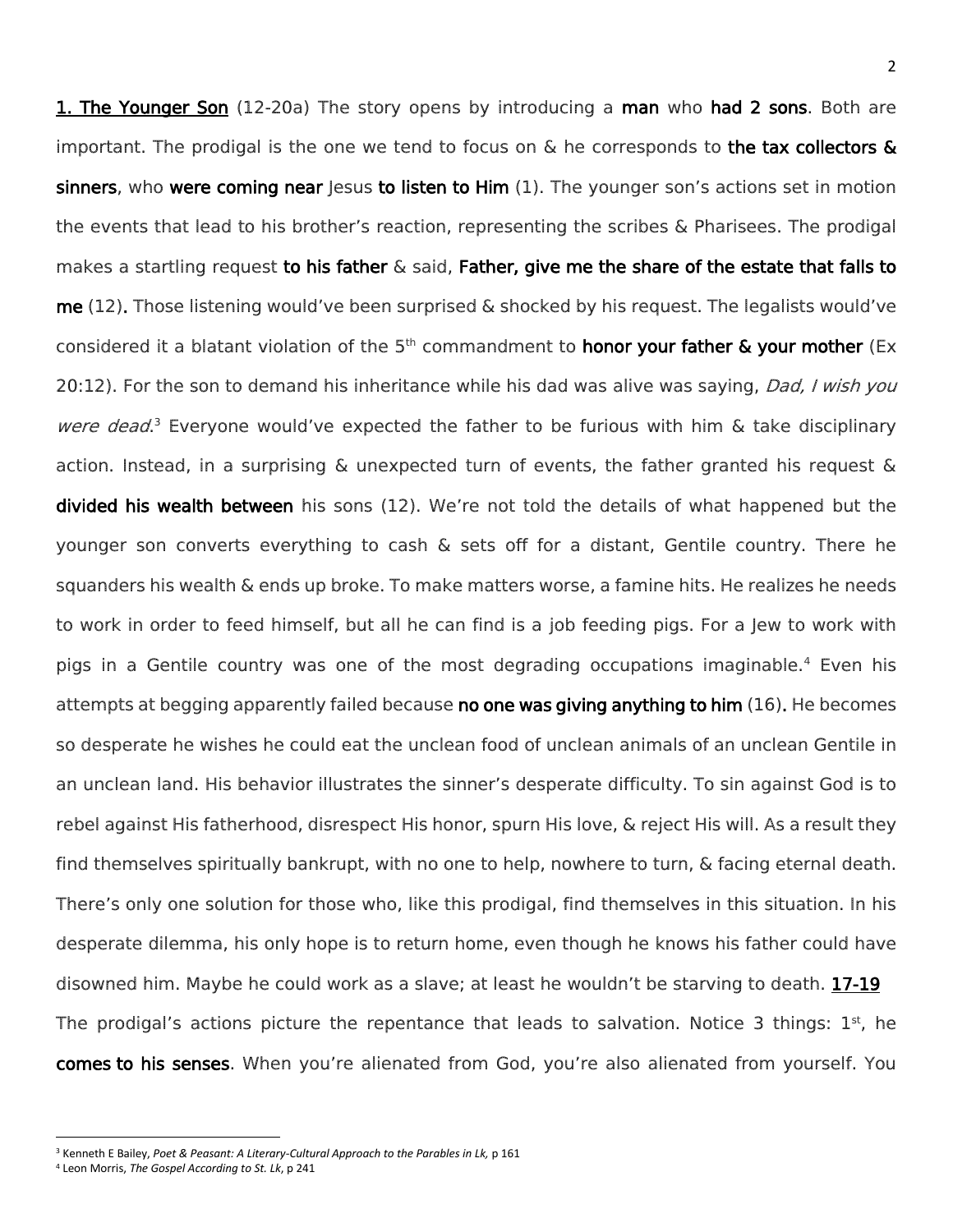**<u>1. The Younger Son</u>** (12-20a) The story opens by introducing a **man** who **had 2 sons**. Both are important. The prodigal is the one we tend to focus on & he corresponds to **the tax collectors & sinners**, who **were coming near** Jesus **to listen to Him** (1). The younger son's actions set in motion the events that lead to his brother's reaction, representing the scribes & Pharisees. The prodigal makes a startling request **to his father** & said, **Father, give me the share of the estate that falls to me** (12). Those listening would've been surprised & shocked by his request. The legalists would've considered it a blatant violation of the 5th commandment to **honor your father & your mother** (Ex 20:12). For the son to demand his inheritance while his dad was alive was saying, *Dad, I wish you were dead*.[3] Everyone would've expected the father to be furious with him & take disciplinary action. Instead, in a surprising & unexpected turn of events, the father granted his request & **divided his wealth between** his sons (12). We're not told the details of what happened but the younger son converts everything to cash & sets off for a distant, Gentile country. There he squanders his wealth & ends up broke. To make matters worse, a famine hits. He realizes he needs to work in order to feed himself, but all he can find is a job feeding pigs. For a Jew to work with pigs in a Gentile country was one of the most degrading occupations imaginable.[4] Even his attempts at begging apparently failed because **no one was giving anything to him** (16). He becomes so desperate he wishes he could eat the unclean food of unclean animals of an unclean Gentile in an unclean land. His behavior illustrates the sinner's desperate difficulty. To sin against God is to rebel against His fatherhood, disrespect His honor, spurn His love, & reject His will. As a result they find themselves spiritually bankrupt, with no one to help, nowhere to turn, & facing eternal death. There's only one solution for those who, like this prodigal, find themselves in this situation. In his desperate dilemma, his only hope is to return home, even though he knows his father could have disowned him. Maybe he could work as a slave; at least he wouldn't be starving to death. **<u>17-19</u>** The prodigal's actions picture the repentance that leads to salvation. Notice 3 things: 1st, he **comes to his senses**. When you're alienated from God, you're also alienated from yourself. You

---

[3] Kenneth E Bailey, *Poet & Peasant: A Literary-Cultural Approach to the Parables in Lk,* p 161

[4] Leon Morris, *The Gospel According to St. Lk*, p 241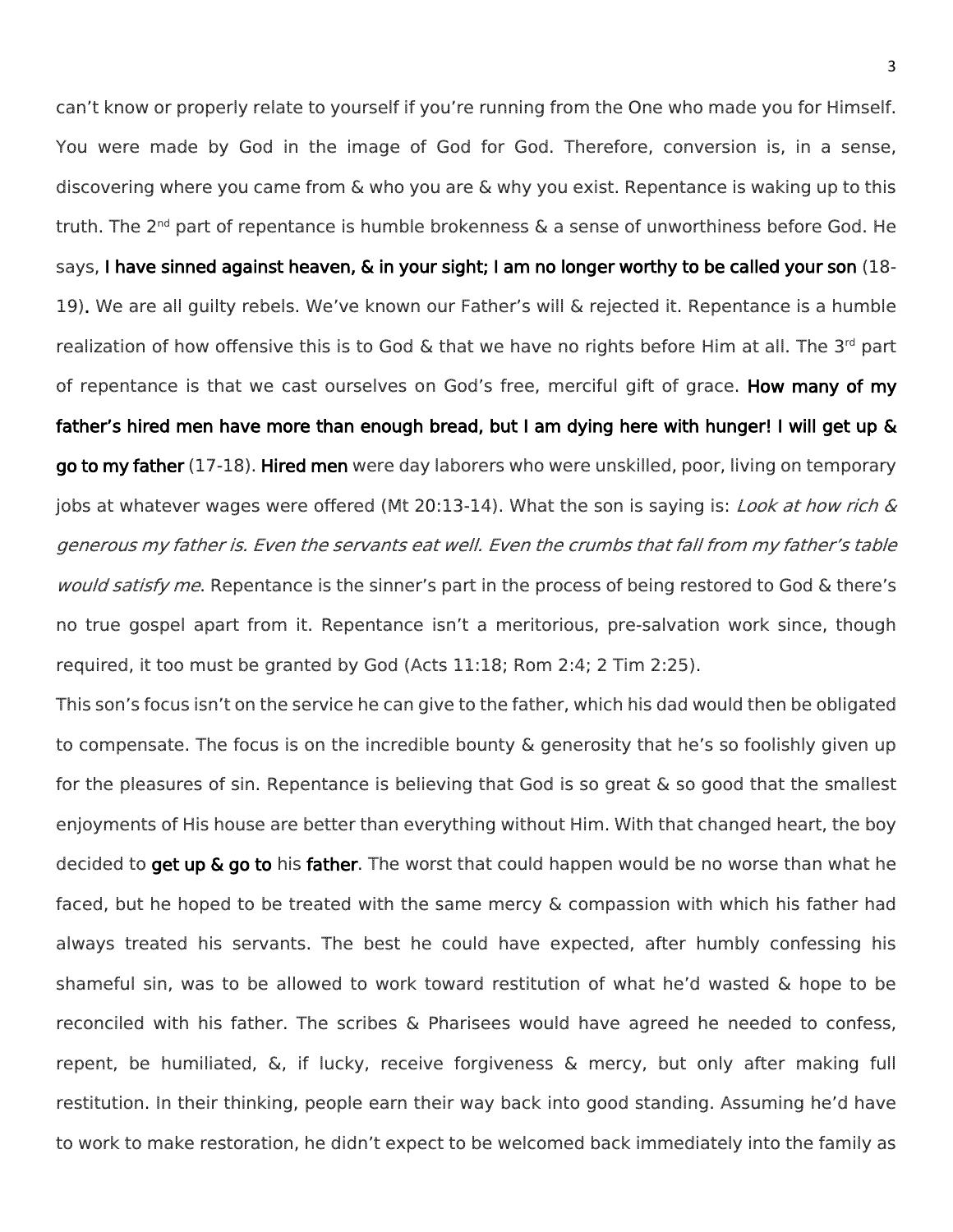can't know or properly relate to yourself if you're running from the One who made you for Himself. You were made by God in the image of God for God. Therefore, conversion is, in a sense, discovering where you came from & who you are & why you exist. Repentance is waking up to this truth. The 2nd part of repentance is humble brokenness & a sense of unworthiness before God. He says, **I have sinned against heaven, & in your sight; I am no longer worthy to be called your son** (18-19). We are all guilty rebels. We've known our Father's will & rejected it. Repentance is a humble realization of how offensive this is to God & that we have no rights before Him at all. The 3rd part of repentance is that we cast ourselves on God's free, merciful gift of grace. **How many of my father's hired men have more than enough bread, but I am dying here with hunger! I will get up & go to my father** (17-18). **Hired men** were day laborers who were unskilled, poor, living on temporary jobs at whatever wages were offered (Mt 20:13-14). What the son is saying is: *Look at how rich & generous my father is. Even the servants eat well. Even the crumbs that fall from my father's table would satisfy me*. Repentance is the sinner's part in the process of being restored to God & there's no true gospel apart from it. Repentance isn't a meritorious, pre-salvation work since, though required, it too must be granted by God (Acts 11:18; Rom 2:4; 2 Tim 2:25).

This son's focus isn't on the service he can give to the father, which his dad would then be obligated to compensate. The focus is on the incredible bounty & generosity that he's so foolishly given up for the pleasures of sin. Repentance is believing that God is so great & so good that the smallest enjoyments of His house are better than everything without Him. With that changed heart, the boy decided to **get up & go to** his **father**. The worst that could happen would be no worse than what he faced, but he hoped to be treated with the same mercy & compassion with which his father had always treated his servants. The best he could have expected, after humbly confessing his shameful sin, was to be allowed to work toward restitution of what he'd wasted & hope to be reconciled with his father. The scribes & Pharisees would have agreed he needed to confess, repent, be humiliated, &, if lucky, receive forgiveness & mercy, but only after making full restitution. In their thinking, people earn their way back into good standing. Assuming he'd have to work to make restoration, he didn't expect to be welcomed back immediately into the family as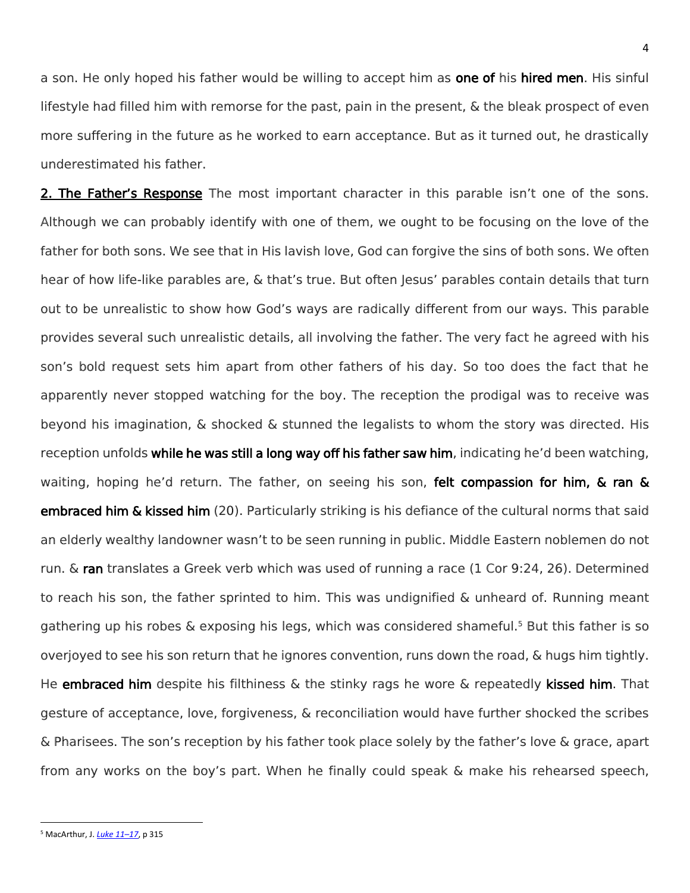a son. He only hoped his father would be willing to accept him as **one of** his **hired men**. His sinful lifestyle had filled him with remorse for the past, pain in the present, & the bleak prospect of even more suffering in the future as he worked to earn acceptance. But as it turned out, he drastically underestimated his father.

**2. The Father's Response** The most important character in this parable isn't one of the sons. Although we can probably identify with one of them, we ought to be focusing on the love of the father for both sons. We see that in His lavish love, God can forgive the sins of both sons. We often hear of how life-like parables are, & that's true. But often Jesus' parables contain details that turn out to be unrealistic to show how God's ways are radically different from our ways. This parable provides several such unrealistic details, all involving the father. The very fact he agreed with his son's bold request sets him apart from other fathers of his day. So too does the fact that he apparently never stopped watching for the boy. The reception the prodigal was to receive was beyond his imagination, & shocked & stunned the legalists to whom the story was directed. His reception unfolds **while he was still a long way off his father saw him**, indicating he'd been watching, waiting, hoping he'd return. The father, on seeing his son, **felt compassion for him, & ran & embraced him & kissed him** (20). Particularly striking is his defiance of the cultural norms that said an elderly wealthy landowner wasn't to be seen running in public. Middle Eastern noblemen do not run. & **ran** translates a Greek verb which was used of running a race (1 Cor 9:24, 26). Determined to reach his son, the father sprinted to him. This was undignified & unheard of. Running meant gathering up his robes & exposing his legs, which was considered shameful.[5] But this father is so overjoyed to see his son return that he ignores convention, runs down the road, & hugs him tightly. He **embraced him** despite his filthiness & the stinky rags he wore & repeatedly **kissed him**. That gesture of acceptance, love, forgiveness, & reconciliation would have further shocked the scribes & Pharisees. The son's reception by his father took place solely by the father's love & grace, apart from any works on the boy's part. When he finally could speak & make his rehearsed speech,

---

[5] MacArthur, J. *Luke 11–17*, p 315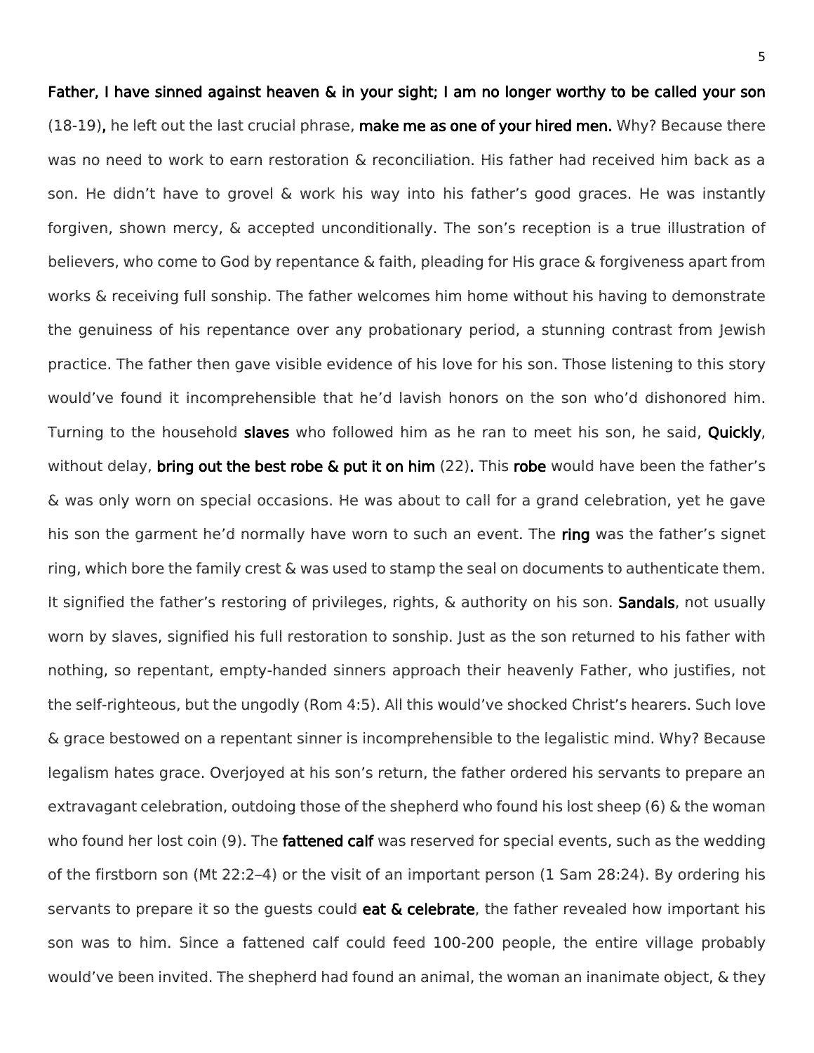**Father, I have sinned against heaven & in your sight; I am no longer worthy to be called your son** (18-19), he left out the last crucial phrase, **make me as one of your hired men.** Why? Because there was no need to work to earn restoration & reconciliation. His father had received him back as a son. He didn't have to grovel & work his way into his father's good graces. He was instantly forgiven, shown mercy, & accepted unconditionally. The son's reception is a true illustration of believers, who come to God by repentance & faith, pleading for His grace & forgiveness apart from works & receiving full sonship. The father welcomes him home without his having to demonstrate the genuiness of his repentance over any probationary period, a stunning contrast from Jewish practice. The father then gave visible evidence of his love for his son. Those listening to this story would've found it incomprehensible that he'd lavish honors on the son who'd dishonored him. Turning to the household **slaves** who followed him as he ran to meet his son, he said, **Quickly**, without delay, **bring out the best robe & put it on him** (22). This **robe** would have been the father's & was only worn on special occasions. He was about to call for a grand celebration, yet he gave his son the garment he'd normally have worn to such an event. The **ring** was the father's signet ring, which bore the family crest & was used to stamp the seal on documents to authenticate them. It signified the father's restoring of privileges, rights, & authority on his son. **Sandals**, not usually worn by slaves, signified his full restoration to sonship. Just as the son returned to his father with nothing, so repentant, empty-handed sinners approach their heavenly Father, who justifies, not the self-righteous, but the ungodly (Rom 4:5). All this would've shocked Christ's hearers. Such love & grace bestowed on a repentant sinner is incomprehensible to the legalistic mind. Why? Because legalism hates grace. Overjoyed at his son's return, the father ordered his servants to prepare an extravagant celebration, outdoing those of the shepherd who found his lost sheep (6) & the woman who found her lost coin (9). The **fattened calf** was reserved for special events, such as the wedding of the firstborn son (Mt 22:2–4) or the visit of an important person (1 Sam 28:24). By ordering his servants to prepare it so the guests could **eat & celebrate**, the father revealed how important his son was to him. Since a fattened calf could feed 100-200 people, the entire village probably would've been invited. The shepherd had found an animal, the woman an inanimate object, & they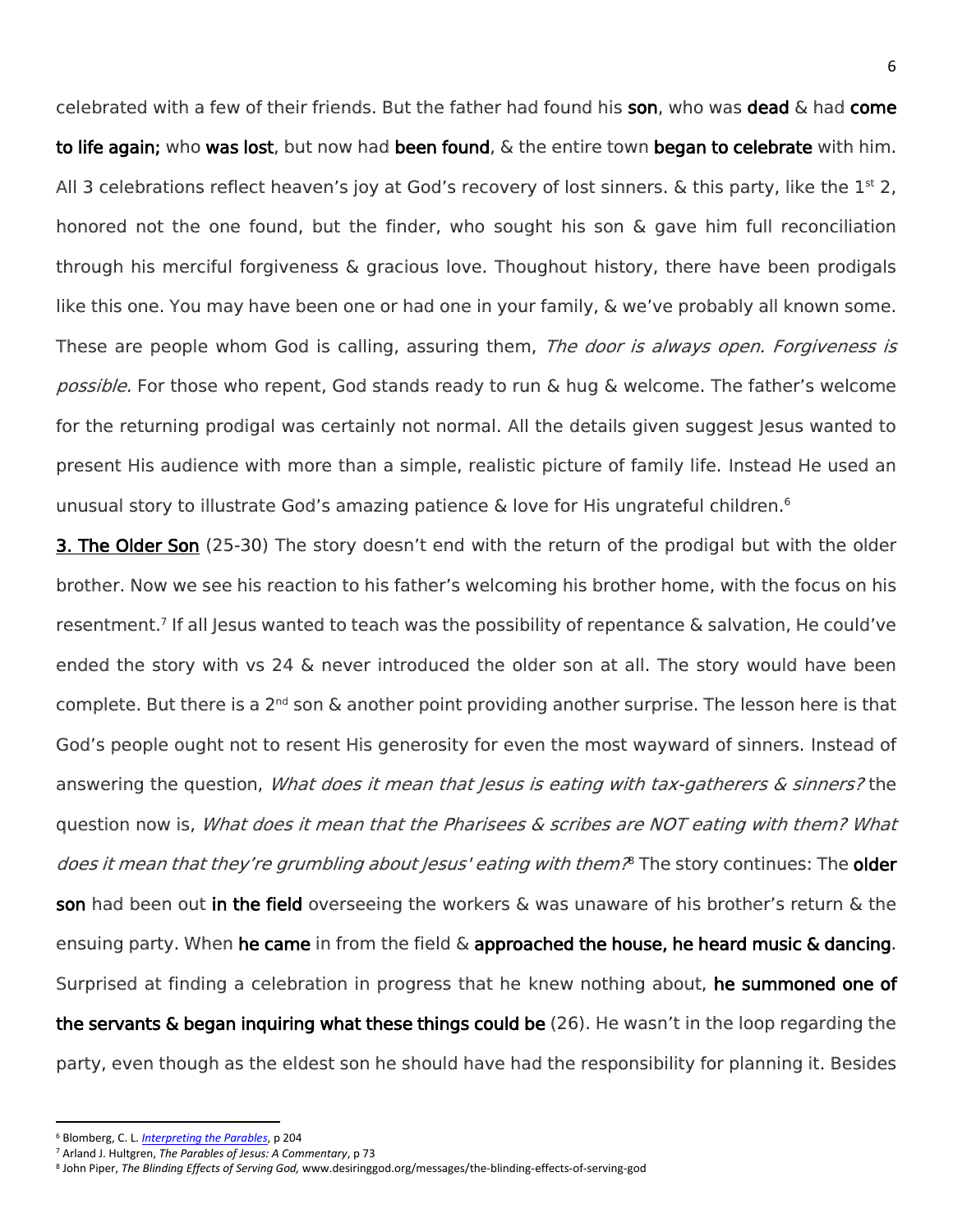celebrated with a few of their friends. But the father had found his **son**, who was **dead** & had **come to life again;** who **was lost**, but now had **been found**, & the entire town **began to celebrate** with him. All 3 celebrations reflect heaven's joy at God's recovery of lost sinners. & this party, like the 1st 2, honored not the one found, but the finder, who sought his son & gave him full reconciliation through his merciful forgiveness & gracious love. Thoughout history, there have been prodigals like this one. You may have been one or had one in your family, & we've probably all known some. These are people whom God is calling, assuring them, *The door is always open. Forgiveness is possible.* For those who repent, God stands ready to run & hug & welcome. The father's welcome for the returning prodigal was certainly not normal. All the details given suggest Jesus wanted to present His audience with more than a simple, realistic picture of family life. Instead He used an unusual story to illustrate God's amazing patience & love for His ungrateful children.[6]

**3. The Older Son** (25-30) The story doesn't end with the return of the prodigal but with the older brother. Now we see his reaction to his father's welcoming his brother home, with the focus on his resentment.[7] If all Jesus wanted to teach was the possibility of repentance & salvation, He could've ended the story with vs 24 & never introduced the older son at all. The story would have been complete. But there is a 2nd son & another point providing another surprise. The lesson here is that God's people ought not to resent His generosity for even the most wayward of sinners. Instead of answering the question, *What does it mean that Jesus is eating with tax-gatherers & sinners?* the question now is, *What does it mean that the Pharisees & scribes are NOT eating with them? What does it mean that they're grumbling about Jesus' eating with them?*[8] The story continues: The **older son** had been out **in the field** overseeing the workers & was unaware of his brother's return & the ensuing party. When **he came** in from the field & **approached the house, he heard music & dancing**. Surprised at finding a celebration in progress that he knew nothing about, **he summoned one of the servants & began inquiring what these things could be** (26). He wasn't in the loop regarding the party, even though as the eldest son he should have had the responsibility for planning it. Besides

---

[6] Blomberg, C. L. *Interpreting the Parables*, p 204

[7] Arland J. Hultgren, *The Parables of Jesus: A Commentary*, p 73

[8] John Piper, *The Blinding Effects of Serving God,* www.desiringgod.org/messages/the-blinding-effects-of-serving-god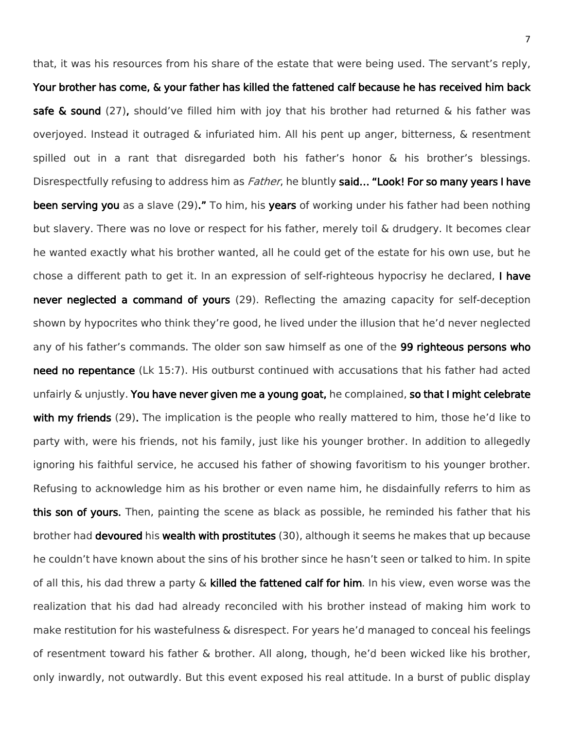that, it was his resources from his share of the estate that were being used. The servant's reply, **Your brother has come, & your father has killed the fattened calf because he has received him back safe & sound** (27)**,** should've filled him with joy that his brother had returned & his father was overjoyed. Instead it outraged & infuriated him. All his pent up anger, bitterness, & resentment spilled out in a rant that disregarded both his father's honor & his brother's blessings. Disrespectfully refusing to address him as *Father*, he bluntly **said… "Look! For so many years I have been serving you** as a slave (29)**."** To him, his **years** of working under his father had been nothing but slavery. There was no love or respect for his father, merely toil & drudgery. It becomes clear he wanted exactly what his brother wanted, all he could get of the estate for his own use, but he chose a different path to get it. In an expression of self-righteous hypocrisy he declared, **I have never neglected a command of yours** (29). Reflecting the amazing capacity for self-deception shown by hypocrites who think they're good, he lived under the illusion that he'd never neglected any of his father's commands. The older son saw himself as one of the **99 righteous persons who need no repentance** (Lk 15:7). His outburst continued with accusations that his father had acted unfairly & unjustly. **You have never given me a young goat,** he complained, **so that I might celebrate with my friends** (29)**.** The implication is the people who really mattered to him, those he'd like to party with, were his friends, not his family, just like his younger brother. In addition to allegedly ignoring his faithful service, he accused his father of showing favoritism to his younger brother. Refusing to acknowledge him as his brother or even name him, he disdainfully referrs to him as **this son of yours.** Then, painting the scene as black as possible, he reminded his father that his brother had **devoured** his **wealth with prostitutes** (30), although it seems he makes that up because he couldn't have known about the sins of his brother since he hasn't seen or talked to him. In spite of all this, his dad threw a party & **killed the fattened calf for him**. In his view, even worse was the realization that his dad had already reconciled with his brother instead of making him work to make restitution for his wastefulness & disrespect. For years he'd managed to conceal his feelings of resentment toward his father & brother. All along, though, he'd been wicked like his brother, only inwardly, not outwardly. But this event exposed his real attitude. In a burst of public display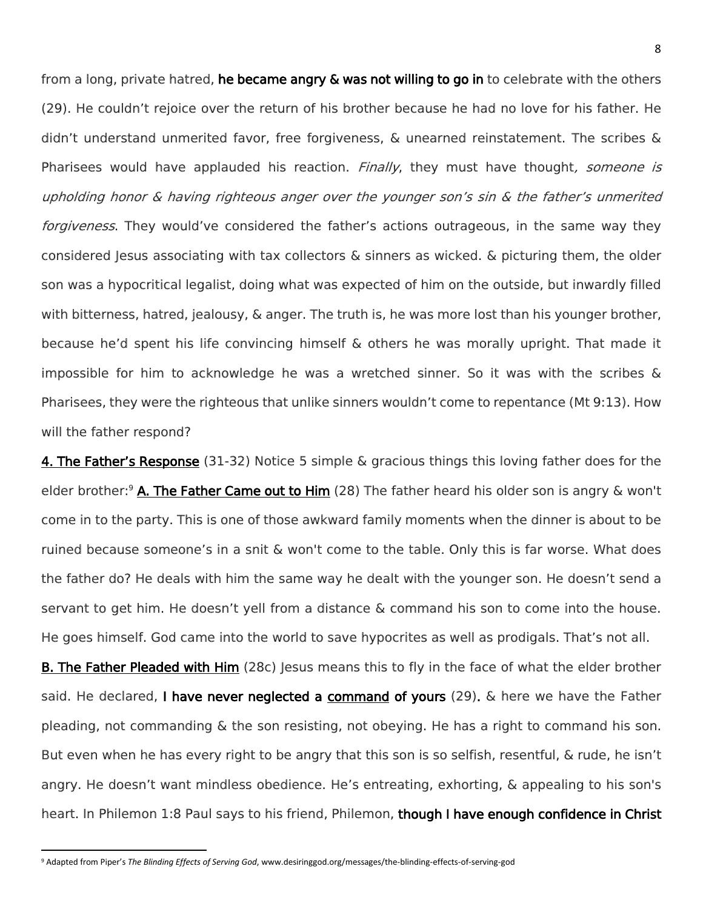from a long, private hatred, **he became angry & was not willing to go in** to celebrate with the others (29). He couldn't rejoice over the return of his brother because he had no love for his father. He didn't understand unmerited favor, free forgiveness, & unearned reinstatement. The scribes & Pharisees would have applauded his reaction. *Finally*, they must have thought*, someone is upholding honor & having righteous anger over the younger son's sin & the father's unmerited forgiveness*. They would've considered the father's actions outrageous, in the same way they considered Jesus associating with tax collectors & sinners as wicked. & picturing them, the older son was a hypocritical legalist, doing what was expected of him on the outside, but inwardly filled with bitterness, hatred, jealousy, & anger. The truth is, he was more lost than his younger brother, because he'd spent his life convincing himself & others he was morally upright. That made it impossible for him to acknowledge he was a wretched sinner. So it was with the scribes & Pharisees, they were the righteous that unlike sinners wouldn't come to repentance (Mt 9:13). How will the father respond?

**4. The Father's Response** (31-32) Notice 5 simple & gracious things this loving father does for the elder brother:[9] **A. The Father Came out to Him** (28) The father heard his older son is angry & won't come in to the party. This is one of those awkward family moments when the dinner is about to be ruined because someone's in a snit & won't come to the table. Only this is far worse. What does the father do? He deals with him the same way he dealt with the younger son. He doesn't send a servant to get him. He doesn't yell from a distance & command his son to come into the house. He goes himself. God came into the world to save hypocrites as well as prodigals. That's not all.

**B. The Father Pleaded with Him** (28c) Jesus means this to fly in the face of what the elder brother said. He declared, **I have never neglected a command of yours** (29). & here we have the Father pleading, not commanding & the son resisting, not obeying. He has a right to command his son. But even when he has every right to be angry that this son is so selfish, resentful, & rude, he isn't angry. He doesn't want mindless obedience. He's entreating, exhorting, & appealing to his son's heart. In Philemon 1:8 Paul says to his friend, Philemon, **though I have enough confidence in Christ**

[9] Adapted from Piper's *The Blinding Effects of Serving God*, www.desiringgod.org/messages/the-blinding-effects-of-serving-god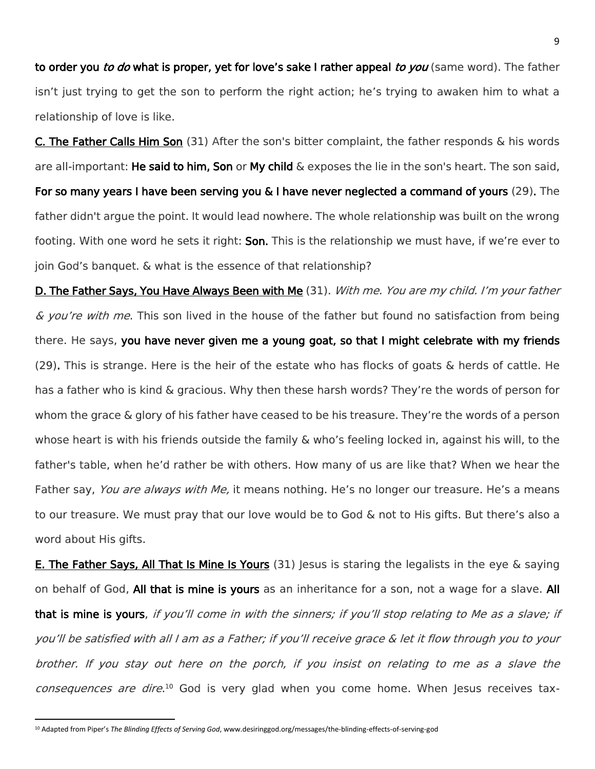**to order you** ***to do*** **what is proper, yet for love's sake I rather appeal** ***to you*** (same word). The father isn't just trying to get the son to perform the right action; he's trying to awaken him to what a relationship of love is like.

**C. The Father Calls Him Son** (31) After the son's bitter complaint, the father responds & his words are all-important: **He said to him, Son** or **My child** & exposes the lie in the son's heart. The son said, **For so many years I have been serving you & I have never neglected a command of yours** (29). The father didn't argue the point. It would lead nowhere. The whole relationship was built on the wrong footing. With one word he sets it right: **Son.** This is the relationship we must have, if we're ever to join God's banquet. & what is the essence of that relationship?

**D. The Father Says, You Have Always Been with Me** (31). *With me. You are my child. I'm your father & you're with me*. This son lived in the house of the father but found no satisfaction from being there. He says, **you have never given me a young goat, so that I might celebrate with my friends** (29). This is strange. Here is the heir of the estate who has flocks of goats & herds of cattle. He has a father who is kind & gracious. Why then these harsh words? They're the words of person for whom the grace & glory of his father have ceased to be his treasure. They're the words of a person whose heart is with his friends outside the family & who's feeling locked in, against his will, to the father's table, when he'd rather be with others. How many of us are like that? When we hear the Father say, *You are always with Me,* it means nothing. He's no longer our treasure. He's a means to our treasure. We must pray that our love would be to God & not to His gifts. But there's also a word about His gifts.

**E. The Father Says, All That Is Mine Is Yours** (31) Jesus is staring the legalists in the eye & saying on behalf of God, **All that is mine is yours** as an inheritance for a son, not a wage for a slave. **All that is mine is yours**, *if you'll come in with the sinners; if you'll stop relating to Me as a slave; if you'll be satisfied with all I am as a Father; if you'll receive grace & let it flow through you to your brother. If you stay out here on the porch, if you insist on relating to me as a slave the consequences are dire*.[10] God is very glad when you come home. When Jesus receives tax-

[10] Adapted from Piper's *The Blinding Effects of Serving God*, www.desiringgod.org/messages/the-blinding-effects-of-serving-god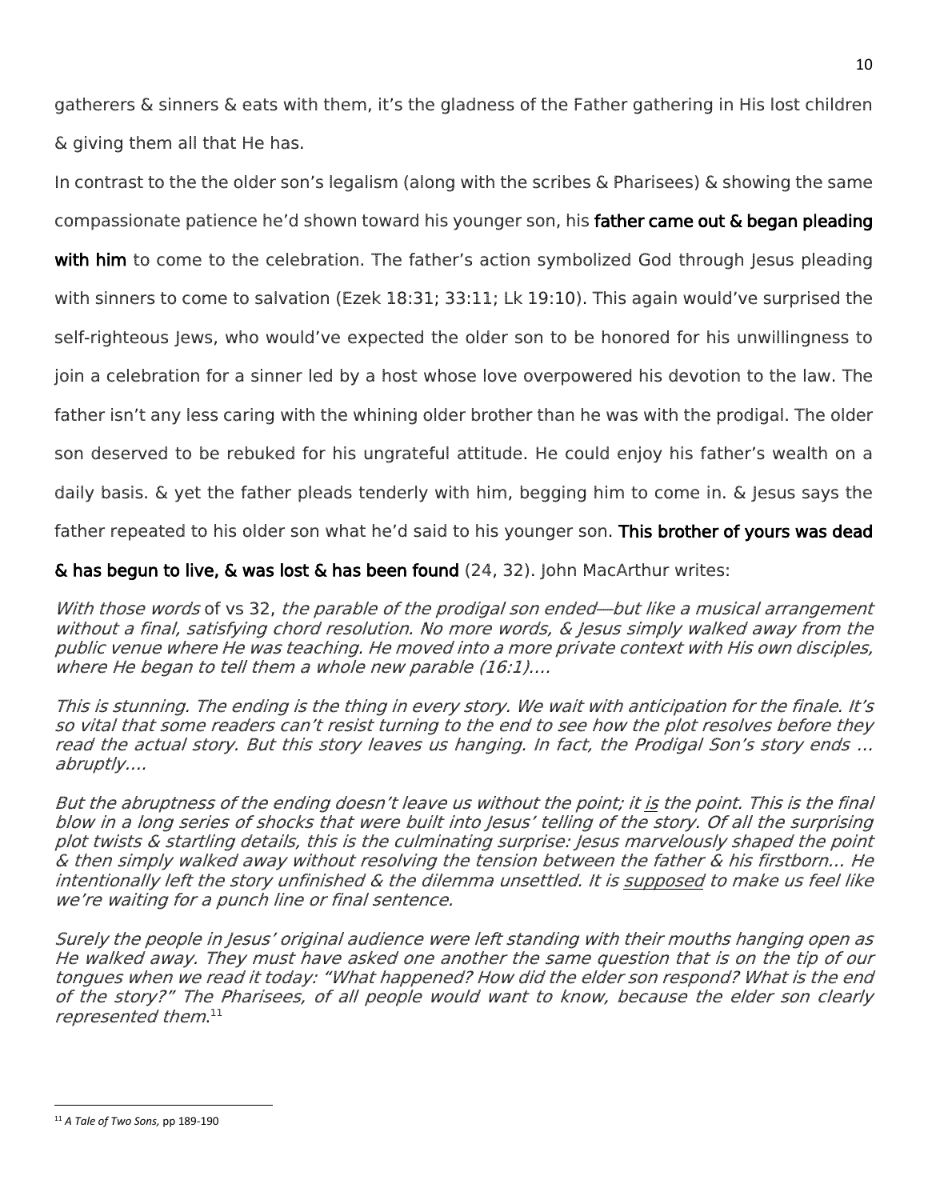gatherers & sinners & eats with them, it's the gladness of the Father gathering in His lost children & giving them all that He has.

In contrast to the the older son's legalism (along with the scribes & Pharisees) & showing the same compassionate patience he'd shown toward his younger son, his **father came out & began pleading with him** to come to the celebration. The father's action symbolized God through Jesus pleading with sinners to come to salvation (Ezek 18:31; 33:11; Lk 19:10). This again would've surprised the self-righteous Jews, who would've expected the older son to be honored for his unwillingness to join a celebration for a sinner led by a host whose love overpowered his devotion to the law. The father isn't any less caring with the whining older brother than he was with the prodigal. The older son deserved to be rebuked for his ungrateful attitude. He could enjoy his father's wealth on a daily basis. & yet the father pleads tenderly with him, begging him to come in. & Jesus says the father repeated to his older son what he'd said to his younger son. **This brother of yours was dead & has begun to live, & was lost & has been found** (24, 32). John MacArthur writes:

*With those words* of vs 32, *the parable of the prodigal son ended—but like a musical arrangement without a final, satisfying chord resolution. No more words, & Jesus simply walked away from the public venue where He was teaching. He moved into a more private context with His own disciples, where He began to tell them a whole new parable (16:1)....*

*This is stunning. The ending is the thing in every story. We wait with anticipation for the finale. It's so vital that some readers can't resist turning to the end to see how the plot resolves before they read the actual story. But this story leaves us hanging. In fact, the Prodigal Son's story ends ... abruptly....*

*But the abruptness of the ending doesn't leave us without the point; it <u>is</u> the point. This is the final blow in a long series of shocks that were built into Jesus' telling of the story. Of all the surprising plot twists & startling details, this is the culminating surprise: Jesus marvelously shaped the point & then simply walked away without resolving the tension between the father & his firstborn... He intentionally left the story unfinished & the dilemma unsettled. It is <u>supposed</u> to make us feel like we're waiting for a punch line or final sentence.*

*Surely the people in Jesus' original audience were left standing with their mouths hanging open as He walked away. They must have asked one another the same question that is on the tip of our tongues when we read it today: "What happened? How did the elder son respond? What is the end of the story?" The Pharisees, of all people would want to know, because the elder son clearly represented them.*[11]

---

[11] *A Tale of Two Sons,* pp 189-190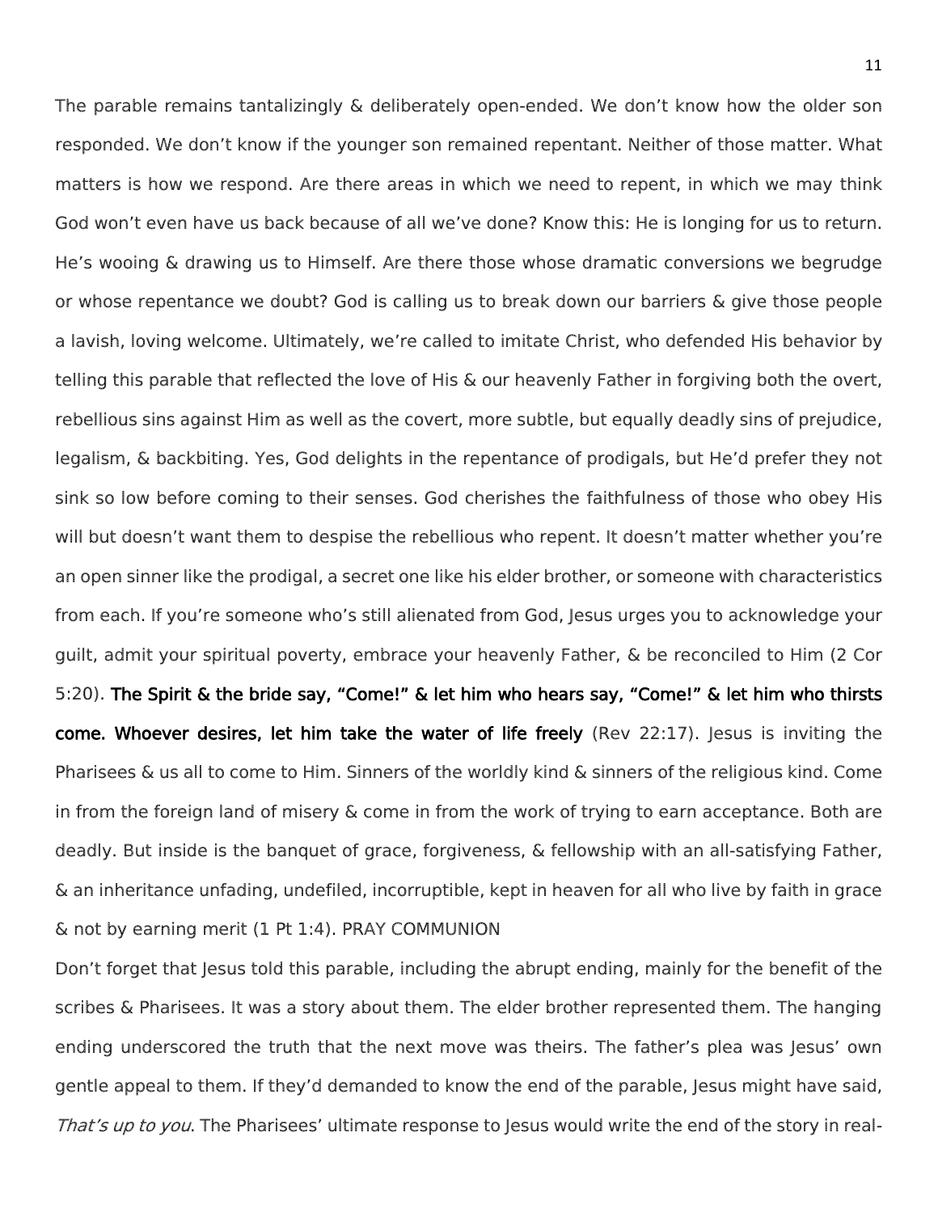The parable remains tantalizingly & deliberately open-ended. We don't know how the older son responded. We don't know if the younger son remained repentant. Neither of those matter. What matters is how we respond. Are there areas in which we need to repent, in which we may think God won't even have us back because of all we've done? Know this: He is longing for us to return. He's wooing & drawing us to Himself. Are there those whose dramatic conversions we begrudge or whose repentance we doubt? God is calling us to break down our barriers & give those people a lavish, loving welcome. Ultimately, we're called to imitate Christ, who defended His behavior by telling this parable that reflected the love of His & our heavenly Father in forgiving both the overt, rebellious sins against Him as well as the covert, more subtle, but equally deadly sins of prejudice, legalism, & backbiting. Yes, God delights in the repentance of prodigals, but He'd prefer they not sink so low before coming to their senses. God cherishes the faithfulness of those who obey His will but doesn't want them to despise the rebellious who repent. It doesn't matter whether you're an open sinner like the prodigal, a secret one like his elder brother, or someone with characteristics from each. If you're someone who's still alienated from God, Jesus urges you to acknowledge your guilt, admit your spiritual poverty, embrace your heavenly Father, & be reconciled to Him (2 Cor 5:20). **The Spirit & the bride say, "Come!" & let him who hears say, "Come!" & let him who thirsts come. Whoever desires, let him take the water of life freely** (Rev 22:17). Jesus is inviting the Pharisees & us all to come to Him. Sinners of the worldly kind & sinners of the religious kind. Come in from the foreign land of misery & come in from the work of trying to earn acceptance. Both are deadly. But inside is the banquet of grace, forgiveness, & fellowship with an all-satisfying Father, & an inheritance unfading, undefiled, incorruptible, kept in heaven for all who live by faith in grace & not by earning merit (1 Pt 1:4). PRAY COMMUNION

Don't forget that Jesus told this parable, including the abrupt ending, mainly for the benefit of the scribes & Pharisees. It was a story about them. The elder brother represented them. The hanging ending underscored the truth that the next move was theirs. The father's plea was Jesus' own gentle appeal to them. If they'd demanded to know the end of the parable, Jesus might have said, *That's up to you*. The Pharisees' ultimate response to Jesus would write the end of the story in real-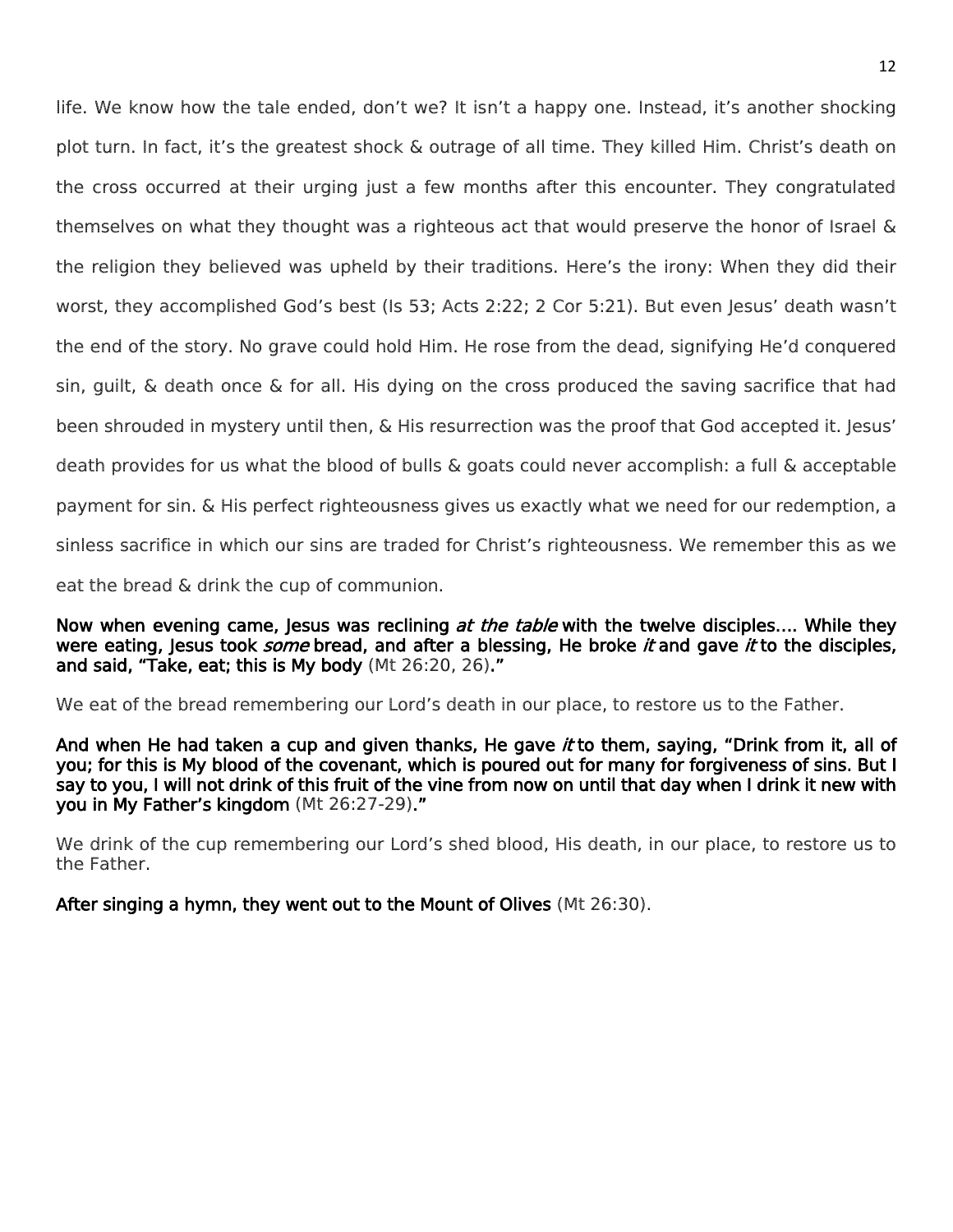life. We know how the tale ended, don't we? It isn't a happy one. Instead, it's another shocking plot turn. In fact, it's the greatest shock & outrage of all time. They killed Him. Christ's death on the cross occurred at their urging just a few months after this encounter. They congratulated themselves on what they thought was a righteous act that would preserve the honor of Israel & the religion they believed was upheld by their traditions. Here's the irony: When they did their worst, they accomplished God's best (Is 53; Acts 2:22; 2 Cor 5:21). But even Jesus' death wasn't the end of the story. No grave could hold Him. He rose from the dead, signifying He'd conquered sin, guilt, & death once & for all. His dying on the cross produced the saving sacrifice that had been shrouded in mystery until then, & His resurrection was the proof that God accepted it. Jesus' death provides for us what the blood of bulls & goats could never accomplish: a full & acceptable payment for sin. & His perfect righteousness gives us exactly what we need for our redemption, a sinless sacrifice in which our sins are traded for Christ's righteousness. We remember this as we eat the bread & drink the cup of communion.

**Now when evening came, Jesus was reclining *at the table* with the twelve disciples…. While they were eating, Jesus took *some* bread, and after a blessing, He broke *it* and gave *it* to the disciples, and said, "Take, eat; this is My body** (Mt 26:20, 26)**."**

We eat of the bread remembering our Lord's death in our place, to restore us to the Father.

**And when He had taken a cup and given thanks, He gave *it* to them, saying, "Drink from it, all of you; for this is My blood of the covenant, which is poured out for many for forgiveness of sins. But I say to you, I will not drink of this fruit of the vine from now on until that day when I drink it new with you in My Father's kingdom** (Mt 26:27-29)**."**

We drink of the cup remembering our Lord's shed blood, His death, in our place, to restore us to the Father.

**After singing a hymn, they went out to the Mount of Olives** (Mt 26:30).